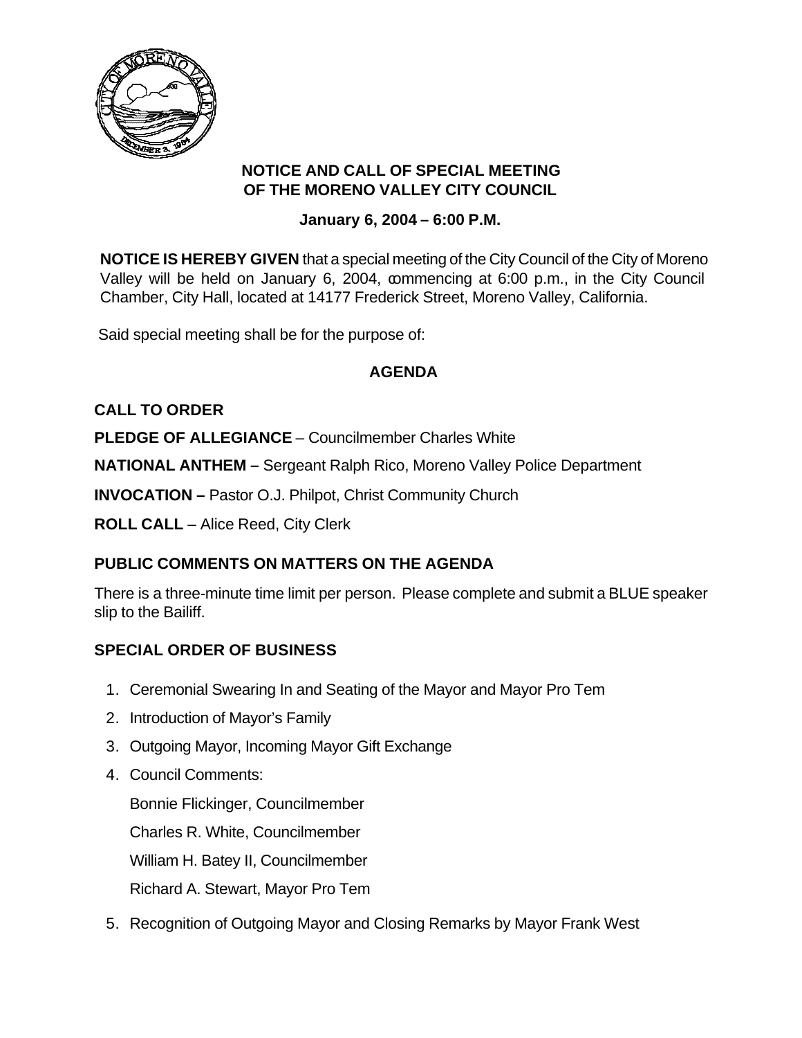# NOTICE AND CALL OF SPECIAL MEETING OF THE MORENO VALLEY CITY COUNCIL

**January 6, 2004 – 6:00 P.M.**

**NOTICE IS HEREBY GIVEN** that a special meeting of the City Council of the City of Moreno Valley will be held on January 6, 2004, commencing at 6:00 p.m., in the City Council Chamber, City Hall, located at 14177 Frederick Street, Moreno Valley, California.

Said special meeting shall be for the purpose of:

## AGENDA

**CALL TO ORDER**

**PLEDGE OF ALLEGIANCE** – Councilmember Charles White

**NATIONAL ANTHEM –** Sergeant Ralph Rico, Moreno Valley Police Department

**INVOCATION –** Pastor O.J. Philpot, Christ Community Church

**ROLL CALL** – Alice Reed, City Clerk

### PUBLIC COMMENTS ON MATTERS ON THE AGENDA

There is a three-minute time limit per person. Please complete and submit a BLUE speaker slip to the Bailiff.

### SPECIAL ORDER OF BUSINESS

1. Ceremonial Swearing In and Seating of the Mayor and Mayor Pro Tem
2. Introduction of Mayor's Family
3. Outgoing Mayor, Incoming Mayor Gift Exchange
4. Council Comments:

   Bonnie Flickinger, Councilmember

   Charles R. White, Councilmember

   William H. Batey II, Councilmember

   Richard A. Stewart, Mayor Pro Tem
5. Recognition of Outgoing Mayor and Closing Remarks by Mayor Frank West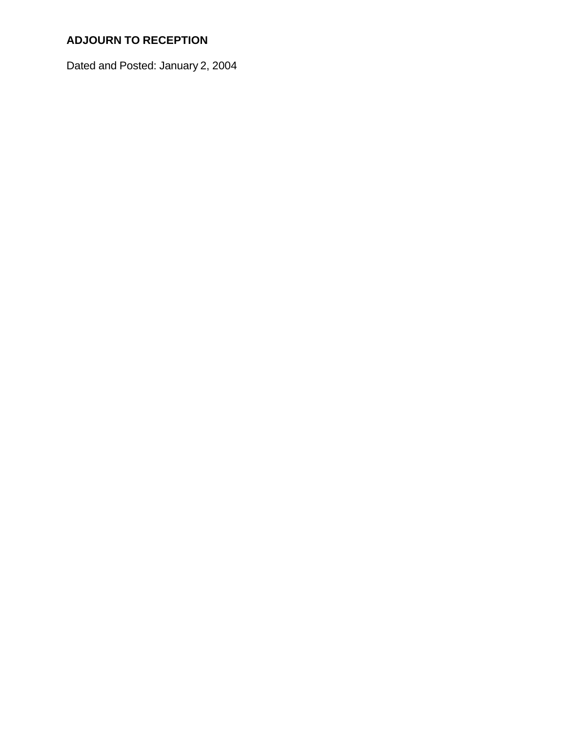**ADJOURN TO RECEPTION**

Dated and Posted: January 2, 2004